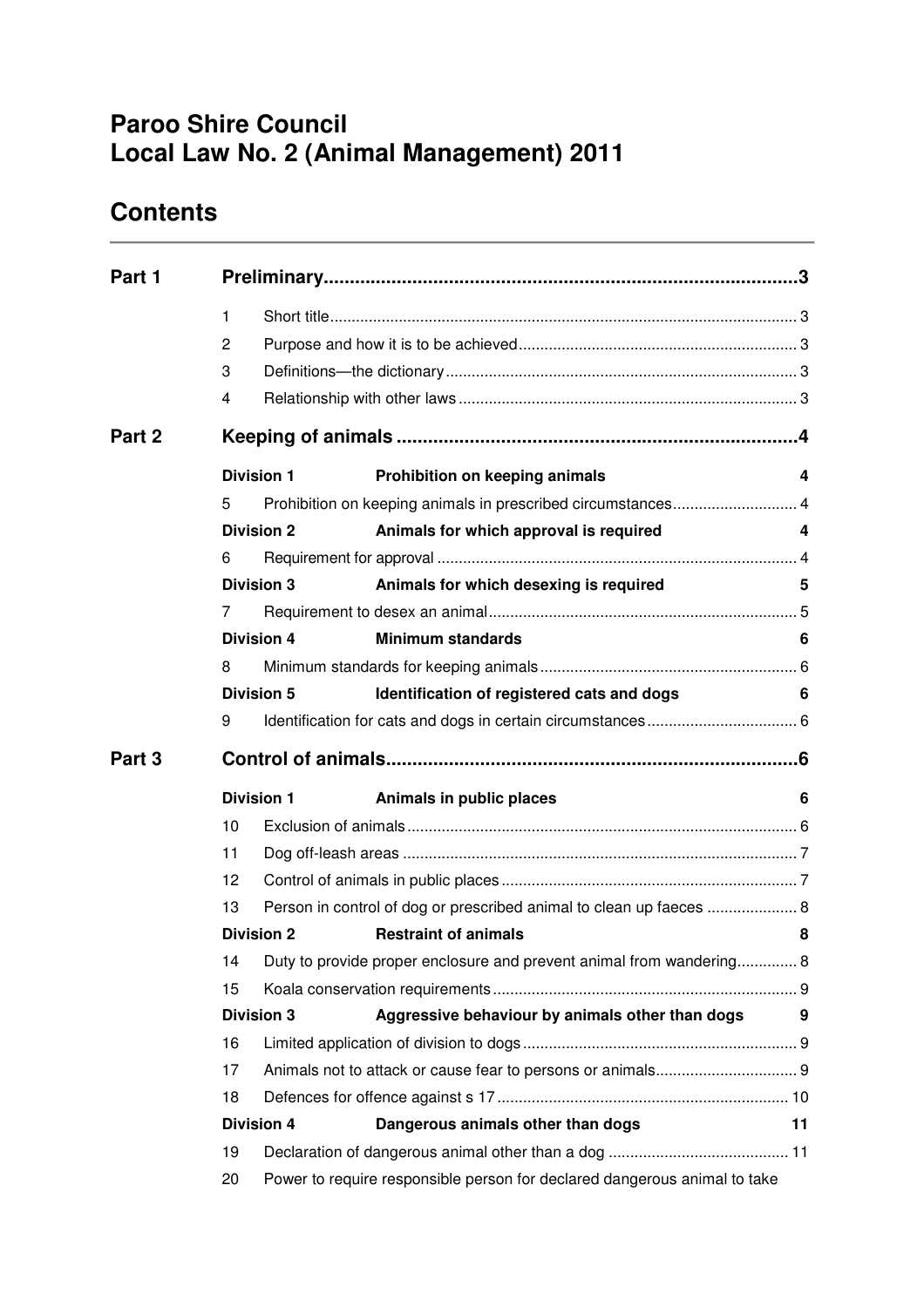# Paroo Shire Council
# Local Law No. 2 (Animal Management) 2011

## Contents

**Part 1 Preliminary** ..... 3

1 Short title ..... 3
2 Purpose and how it is to be achieved ..... 3
3 Definitions—the dictionary ..... 3
4 Relationship with other laws ..... 3

**Part 2 Keeping of animals** ..... 4

**Division 1 Prohibition on keeping animals** ..... 4
5 Prohibition on keeping animals in prescribed circumstances ..... 4

**Division 2 Animals for which approval is required** ..... 4
6 Requirement for approval ..... 4

**Division 3 Animals for which desexing is required** ..... 5
7 Requirement to desex an animal ..... 5

**Division 4 Minimum standards** ..... 6
8 Minimum standards for keeping animals ..... 6

**Division 5 Identification of registered cats and dogs** ..... 6
9 Identification for cats and dogs in certain circumstances ..... 6

**Part 3 Control of animals** ..... 6

**Division 1 Animals in public places** ..... 6
10 Exclusion of animals ..... 6
11 Dog off-leash areas ..... 7
12 Control of animals in public places ..... 7
13 Person in control of dog or prescribed animal to clean up faeces ..... 8

**Division 2 Restraint of animals** ..... 8
14 Duty to provide proper enclosure and prevent animal from wandering ..... 8
15 Koala conservation requirements ..... 9

**Division 3 Aggressive behaviour by animals other than dogs** ..... 9
16 Limited application of division to dogs ..... 9
17 Animals not to attack or cause fear to persons or animals ..... 9
18 Defences for offence against s 17 ..... 10

**Division 4 Dangerous animals other than dogs** ..... 11
19 Declaration of dangerous animal other than a dog ..... 11
20 Power to require responsible person for declared dangerous animal to take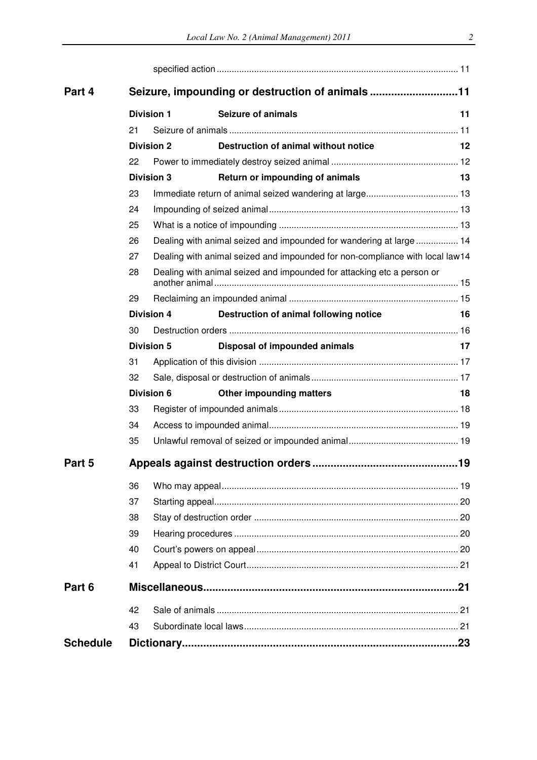| | | | |
|---|---|---|---|
| | | specified action | 11 |
| **Part 4** | **Seizure, impounding or destruction of animals** | | **11** |
| | **Division 1** | **Seizure of animals** | **11** |
| | 21 | Seizure of animals | 11 |
| | **Division 2** | **Destruction of animal without notice** | **12** |
| | 22 | Power to immediately destroy seized animal | 12 |
| | **Division 3** | **Return or impounding of animals** | **13** |
| | 23 | Immediate return of animal seized wandering at large | 13 |
| | 24 | Impounding of seized animal | 13 |
| | 25 | What is a notice of impounding | 13 |
| | 26 | Dealing with animal seized and impounded for wandering at large | 14 |
| | 27 | Dealing with animal seized and impounded for non-compliance with local law | 14 |
| | 28 | Dealing with animal seized and impounded for attacking etc a person or another animal | 15 |
| | 29 | Reclaiming an impounded animal | 15 |
| | **Division 4** | **Destruction of animal following notice** | **16** |
| | 30 | Destruction orders | 16 |
| | **Division 5** | **Disposal of impounded animals** | **17** |
| | 31 | Application of this division | 17 |
| | 32 | Sale, disposal or destruction of animals | 17 |
| | **Division 6** | **Other impounding matters** | **18** |
| | 33 | Register of impounded animals | 18 |
| | 34 | Access to impounded animal | 19 |
| | 35 | Unlawful removal of seized or impounded animal | 19 |
| **Part 5** | **Appeals against destruction orders** | | **19** |
| | 36 | Who may appeal | 19 |
| | 37 | Starting appeal | 20 |
| | 38 | Stay of destruction order | 20 |
| | 39 | Hearing procedures | 20 |
| | 40 | Court's powers on appeal | 20 |
| | 41 | Appeal to District Court | 21 |
| **Part 6** | **Miscellaneous** | | **21** |
| | 42 | Sale of animals | 21 |
| | 43 | Subordinate local laws | 21 |
| **Schedule** | **Dictionary** | | **23** |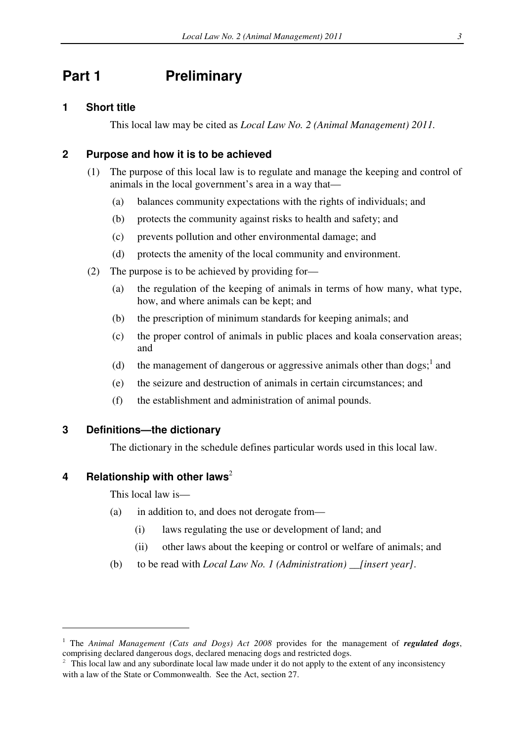# Part 1 Preliminary

## 1 Short title

This local law may be cited as *Local Law No. 2 (Animal Management) 2011.*

## 2 Purpose and how it is to be achieved

(1) The purpose of this local law is to regulate and manage the keeping and control of animals in the local government's area in a way that—

(a) balances community expectations with the rights of individuals; and

(b) protects the community against risks to health and safety; and

(c) prevents pollution and other environmental damage; and

(d) protects the amenity of the local community and environment.

(2) The purpose is to be achieved by providing for—

(a) the regulation of the keeping of animals in terms of how many, what type, how, and where animals can be kept; and

(b) the prescription of minimum standards for keeping animals; and

(c) the proper control of animals in public places and koala conservation areas; and

(d) the management of dangerous or aggressive animals other than dogs;[1] and

(e) the seizure and destruction of animals in certain circumstances; and

(f) the establishment and administration of animal pounds.

## 3 Definitions—the dictionary

The dictionary in the schedule defines particular words used in this local law.

## 4 Relationship with other laws[2]

This local law is—

(a) in addition to, and does not derogate from—

(i) laws regulating the use or development of land; and

(ii) other laws about the keeping or control or welfare of animals; and

(b) to be read with *Local Law No. 1 (Administration) __[insert year]*.

---

[1] The *Animal Management (Cats and Dogs) Act 2008* provides for the management of ***regulated dogs***, comprising declared dangerous dogs, declared menacing dogs and restricted dogs.

[2] This local law and any subordinate local law made under it do not apply to the extent of any inconsistency with a law of the State or Commonwealth. See the Act, section 27.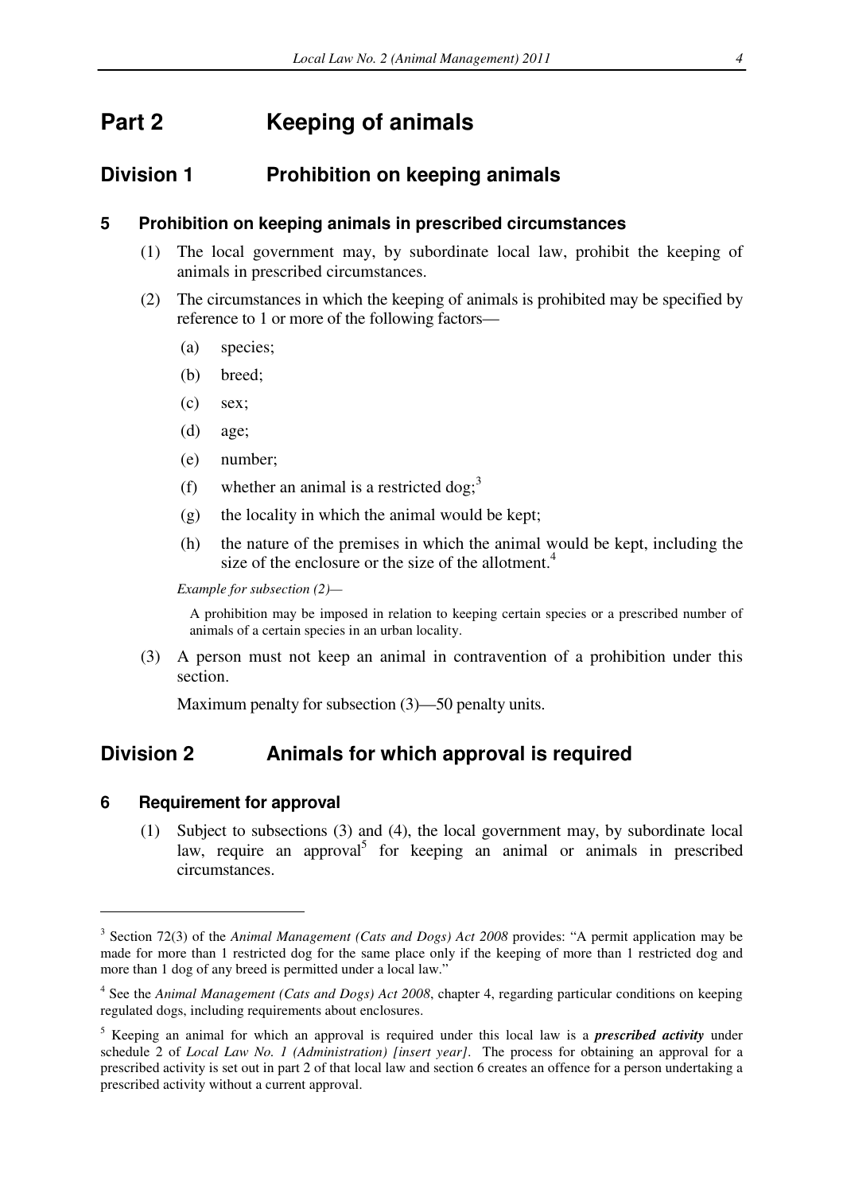# Part 2 Keeping of animals

## Division 1 Prohibition on keeping animals

### 5 Prohibition on keeping animals in prescribed circumstances

(1) The local government may, by subordinate local law, prohibit the keeping of animals in prescribed circumstances.

(2) The circumstances in which the keeping of animals is prohibited may be specified by reference to 1 or more of the following factors—

(a) species;

(b) breed;

(c) sex;

(d) age;

(e) number;

(f) whether an animal is a restricted dog;[3]

(g) the locality in which the animal would be kept;

(h) the nature of the premises in which the animal would be kept, including the size of the enclosure or the size of the allotment.[4]

*Example for subsection (2)—*

A prohibition may be imposed in relation to keeping certain species or a prescribed number of animals of a certain species in an urban locality.

(3) A person must not keep an animal in contravention of a prohibition under this section.

Maximum penalty for subsection (3)—50 penalty units.

## Division 2 Animals for which approval is required

### 6 Requirement for approval

(1) Subject to subsections (3) and (4), the local government may, by subordinate local law, require an approval[5] for keeping an animal or animals in prescribed circumstances.

---

[3] Section 72(3) of the *Animal Management (Cats and Dogs) Act 2008* provides: "A permit application may be made for more than 1 restricted dog for the same place only if the keeping of more than 1 restricted dog and more than 1 dog of any breed is permitted under a local law."

[4] See the *Animal Management (Cats and Dogs) Act 2008*, chapter 4, regarding particular conditions on keeping regulated dogs, including requirements about enclosures.

[5] Keeping an animal for which an approval is required under this local law is a ***prescribed activity*** under schedule 2 of *Local Law No. 1 (Administration) [insert year]*. The process for obtaining an approval for a prescribed activity is set out in part 2 of that local law and section 6 creates an offence for a person undertaking a prescribed activity without a current approval.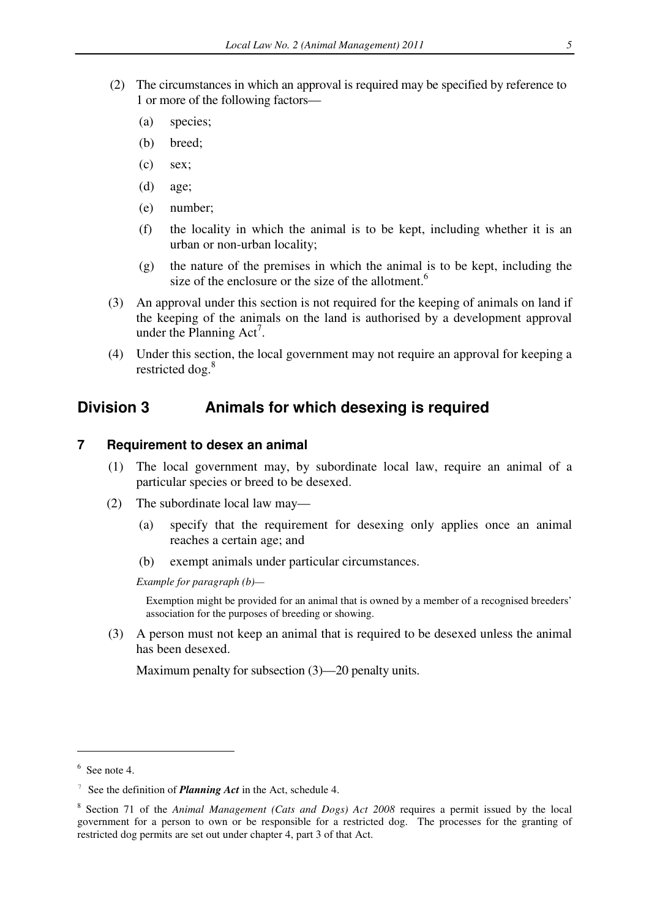(2) The circumstances in which an approval is required may be specified by reference to 1 or more of the following factors—

(a) species;

(b) breed;

(c) sex;

(d) age;

(e) number;

(f) the locality in which the animal is to be kept, including whether it is an urban or non-urban locality;

(g) the nature of the premises in which the animal is to be kept, including the size of the enclosure or the size of the allotment.[6]

(3) An approval under this section is not required for the keeping of animals on land if the keeping of the animals on the land is authorised by a development approval under the Planning Act[7].

(4) Under this section, the local government may not require an approval for keeping a restricted dog.[8]

## Division 3 Animals for which desexing is required

### 7 Requirement to desex an animal

(1) The local government may, by subordinate local law, require an animal of a particular species or breed to be desexed.

(2) The subordinate local law may—

(a) specify that the requirement for desexing only applies once an animal reaches a certain age; and

(b) exempt animals under particular circumstances.

*Example for paragraph (b)—*

Exemption might be provided for an animal that is owned by a member of a recognised breeders' association for the purposes of breeding or showing.

(3) A person must not keep an animal that is required to be desexed unless the animal has been desexed.

Maximum penalty for subsection (3)—20 penalty units.

---

[6] See note 4.

[7] See the definition of ***Planning Act*** in the Act, schedule 4.

[8] Section 71 of the *Animal Management (Cats and Dogs) Act 2008* requires a permit issued by the local government for a person to own or be responsible for a restricted dog. The processes for the granting of restricted dog permits are set out under chapter 4, part 3 of that Act.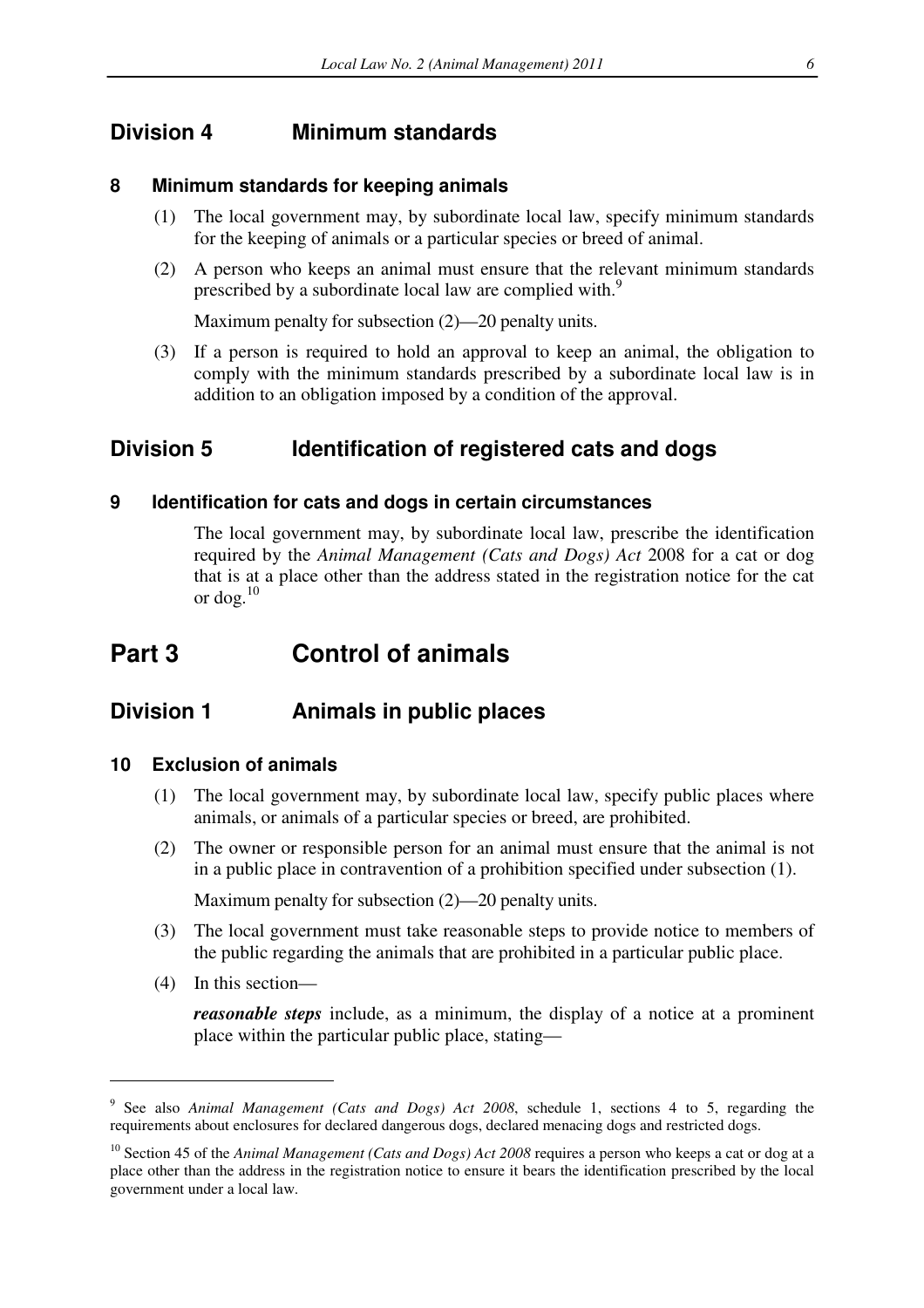## Division 4 Minimum standards

### 8 Minimum standards for keeping animals

(1) The local government may, by subordinate local law, specify minimum standards for the keeping of animals or a particular species or breed of animal.

(2) A person who keeps an animal must ensure that the relevant minimum standards prescribed by a subordinate local law are complied with.[9]

Maximum penalty for subsection (2)—20 penalty units.

(3) If a person is required to hold an approval to keep an animal, the obligation to comply with the minimum standards prescribed by a subordinate local law is in addition to an obligation imposed by a condition of the approval.

## Division 5 Identification of registered cats and dogs

### 9 Identification for cats and dogs in certain circumstances

The local government may, by subordinate local law, prescribe the identification required by the *Animal Management (Cats and Dogs) Act* 2008 for a cat or dog that is at a place other than the address stated in the registration notice for the cat or dog.[10]

# Part 3 Control of animals

## Division 1 Animals in public places

### 10 Exclusion of animals

(1) The local government may, by subordinate local law, specify public places where animals, or animals of a particular species or breed, are prohibited.

(2) The owner or responsible person for an animal must ensure that the animal is not in a public place in contravention of a prohibition specified under subsection (1).

Maximum penalty for subsection (2)—20 penalty units.

(3) The local government must take reasonable steps to provide notice to members of the public regarding the animals that are prohibited in a particular public place.

(4) In this section—

***reasonable steps*** include, as a minimum, the display of a notice at a prominent place within the particular public place, stating—

---

[9] See also *Animal Management (Cats and Dogs) Act 2008*, schedule 1, sections 4 to 5, regarding the requirements about enclosures for declared dangerous dogs, declared menacing dogs and restricted dogs.

[10] Section 45 of the *Animal Management (Cats and Dogs) Act 2008* requires a person who keeps a cat or dog at a place other than the address in the registration notice to ensure it bears the identification prescribed by the local government under a local law.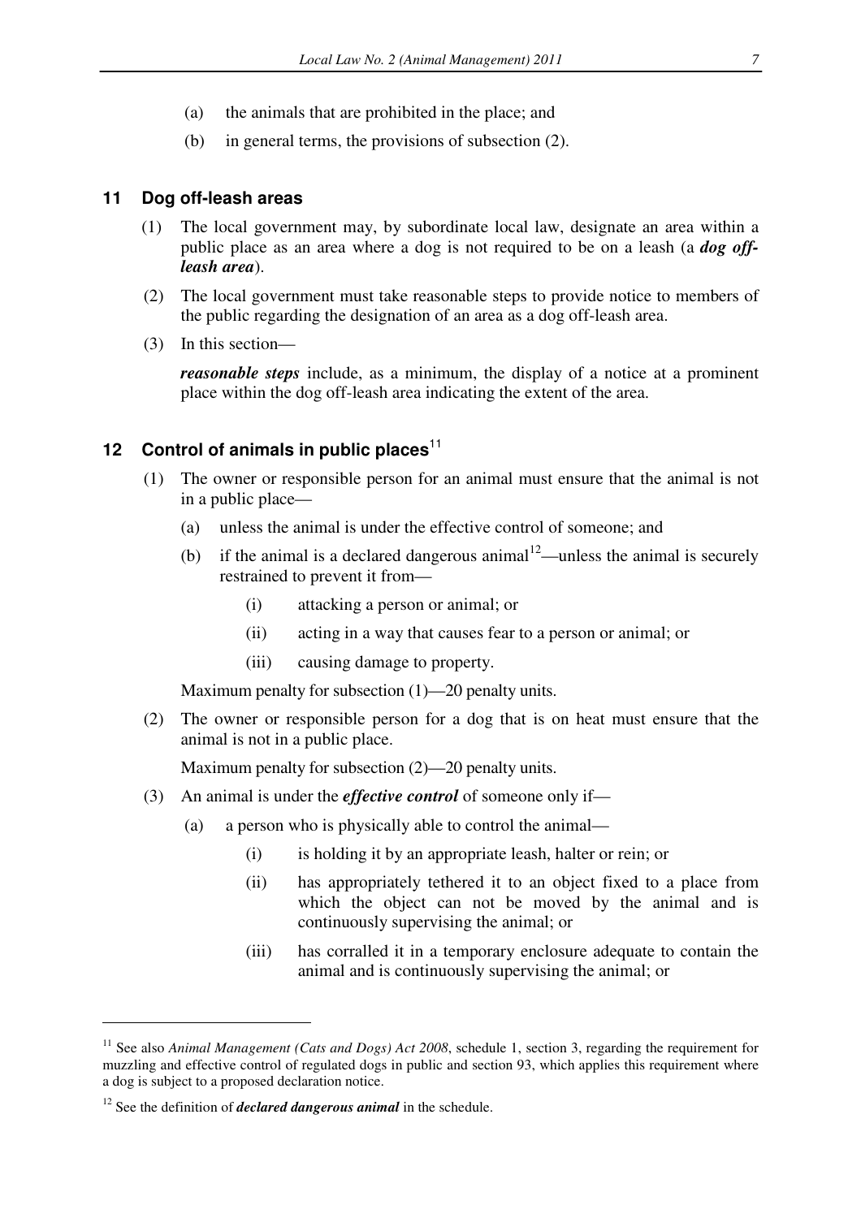(a) the animals that are prohibited in the place; and

(b) in general terms, the provisions of subsection (2).

## 11 Dog off-leash areas

(1) The local government may, by subordinate local law, designate an area within a public place as an area where a dog is not required to be on a leash (a ***dog off-leash area***).

(2) The local government must take reasonable steps to provide notice to members of the public regarding the designation of an area as a dog off-leash area.

(3) In this section—

***reasonable steps*** include, as a minimum, the display of a notice at a prominent place within the dog off-leash area indicating the extent of the area.

## 12 Control of animals in public places[11]

(1) The owner or responsible person for an animal must ensure that the animal is not in a public place—

(a) unless the animal is under the effective control of someone; and

(b) if the animal is a declared dangerous animal[12]—unless the animal is securely restrained to prevent it from—

(i) attacking a person or animal; or

(ii) acting in a way that causes fear to a person or animal; or

(iii) causing damage to property.

Maximum penalty for subsection (1)—20 penalty units.

(2) The owner or responsible person for a dog that is on heat must ensure that the animal is not in a public place.

Maximum penalty for subsection (2)—20 penalty units.

(3) An animal is under the ***effective control*** of someone only if—

(a) a person who is physically able to control the animal—

(i) is holding it by an appropriate leash, halter or rein; or

(ii) has appropriately tethered it to an object fixed to a place from which the object can not be moved by the animal and is continuously supervising the animal; or

(iii) has corralled it in a temporary enclosure adequate to contain the animal and is continuously supervising the animal; or

---

[11] See also *Animal Management (Cats and Dogs) Act 2008*, schedule 1, section 3, regarding the requirement for muzzling and effective control of regulated dogs in public and section 93, which applies this requirement where a dog is subject to a proposed declaration notice.

[12] See the definition of ***declared dangerous animal*** in the schedule.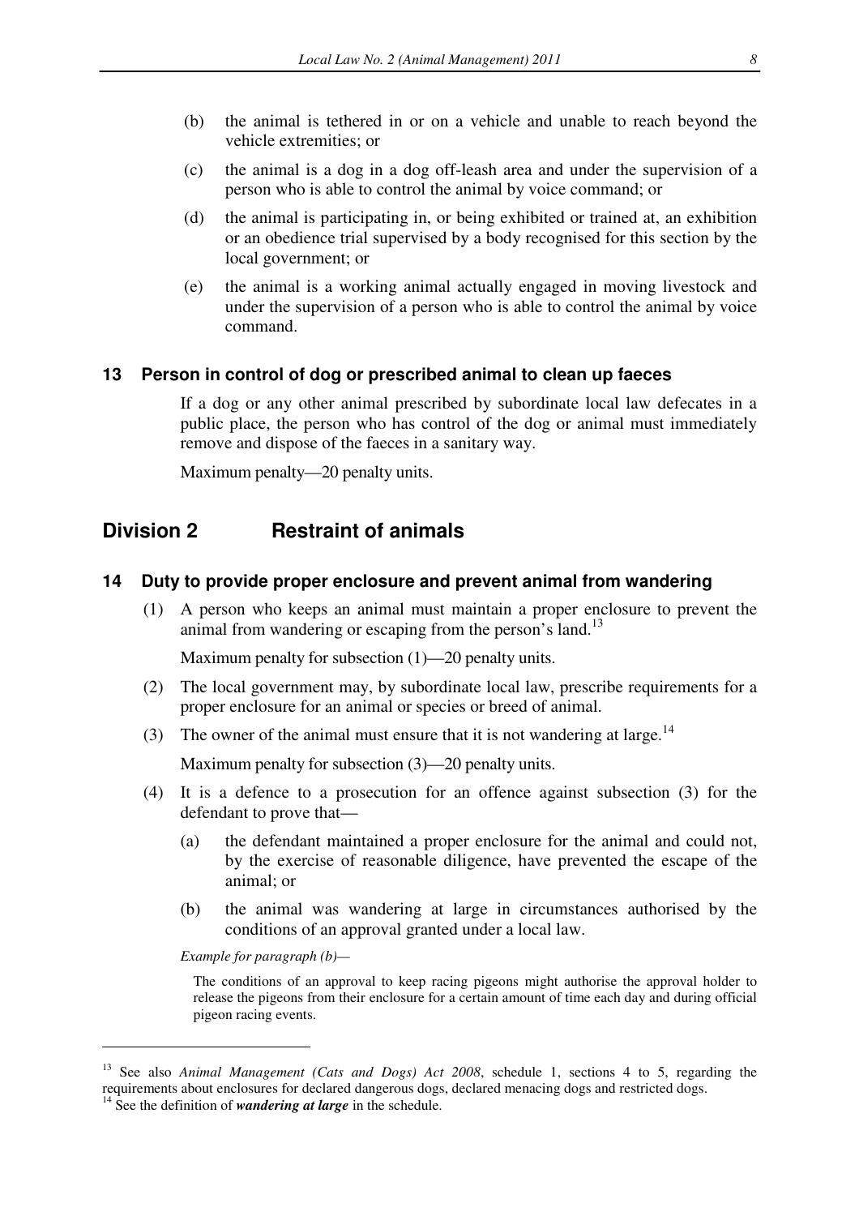(b) the animal is tethered in or on a vehicle and unable to reach beyond the vehicle extremities; or

(c) the animal is a dog in a dog off-leash area and under the supervision of a person who is able to control the animal by voice command; or

(d) the animal is participating in, or being exhibited or trained at, an exhibition or an obedience trial supervised by a body recognised for this section by the local government; or

(e) the animal is a working animal actually engaged in moving livestock and under the supervision of a person who is able to control the animal by voice command.

### 13 Person in control of dog or prescribed animal to clean up faeces

If a dog or any other animal prescribed by subordinate local law defecates in a public place, the person who has control of the dog or animal must immediately remove and dispose of the faeces in a sanitary way.

Maximum penalty—20 penalty units.

## Division 2 Restraint of animals

### 14 Duty to provide proper enclosure and prevent animal from wandering

(1) A person who keeps an animal must maintain a proper enclosure to prevent the animal from wandering or escaping from the person's land.[13]

Maximum penalty for subsection (1)—20 penalty units.

(2) The local government may, by subordinate local law, prescribe requirements for a proper enclosure for an animal or species or breed of animal.

(3) The owner of the animal must ensure that it is not wandering at large.[14]

Maximum penalty for subsection (3)—20 penalty units.

(4) It is a defence to a prosecution for an offence against subsection (3) for the defendant to prove that—

(a) the defendant maintained a proper enclosure for the animal and could not, by the exercise of reasonable diligence, have prevented the escape of the animal; or

(b) the animal was wandering at large in circumstances authorised by the conditions of an approval granted under a local law.

*Example for paragraph (b)—*

The conditions of an approval to keep racing pigeons might authorise the approval holder to release the pigeons from their enclosure for a certain amount of time each day and during official pigeon racing events.

---

[13] See also *Animal Management (Cats and Dogs) Act 2008*, schedule 1, sections 4 to 5, regarding the requirements about enclosures for declared dangerous dogs, declared menacing dogs and restricted dogs.

[14] See the definition of ***wandering at large*** in the schedule.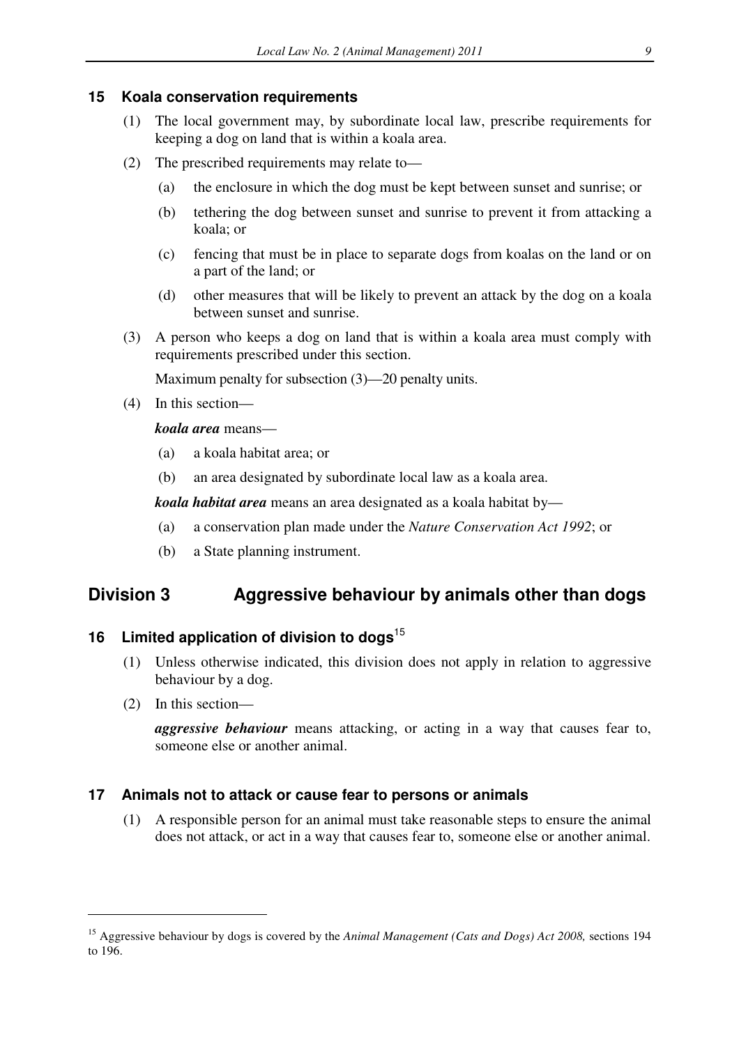### 15 Koala conservation requirements

(1) The local government may, by subordinate local law, prescribe requirements for keeping a dog on land that is within a koala area.

(2) The prescribed requirements may relate to—

(a) the enclosure in which the dog must be kept between sunset and sunrise; or

(b) tethering the dog between sunset and sunrise to prevent it from attacking a koala; or

(c) fencing that must be in place to separate dogs from koalas on the land or on a part of the land; or

(d) other measures that will be likely to prevent an attack by the dog on a koala between sunset and sunrise.

(3) A person who keeps a dog on land that is within a koala area must comply with requirements prescribed under this section.

Maximum penalty for subsection (3)—20 penalty units.

(4) In this section—

***koala area*** means—

(a) a koala habitat area; or

(b) an area designated by subordinate local law as a koala area.

***koala habitat area*** means an area designated as a koala habitat by—

(a) a conservation plan made under the *Nature Conservation Act 1992*; or

(b) a State planning instrument.

## Division 3 Aggressive behaviour by animals other than dogs

### 16 Limited application of division to dogs[15]

(1) Unless otherwise indicated, this division does not apply in relation to aggressive behaviour by a dog.

(2) In this section—

***aggressive behaviour*** means attacking, or acting in a way that causes fear to, someone else or another animal.

### 17 Animals not to attack or cause fear to persons or animals

(1) A responsible person for an animal must take reasonable steps to ensure the animal does not attack, or act in a way that causes fear to, someone else or another animal.

---

[15] Aggressive behaviour by dogs is covered by the *Animal Management (Cats and Dogs) Act 2008,* sections 194 to 196.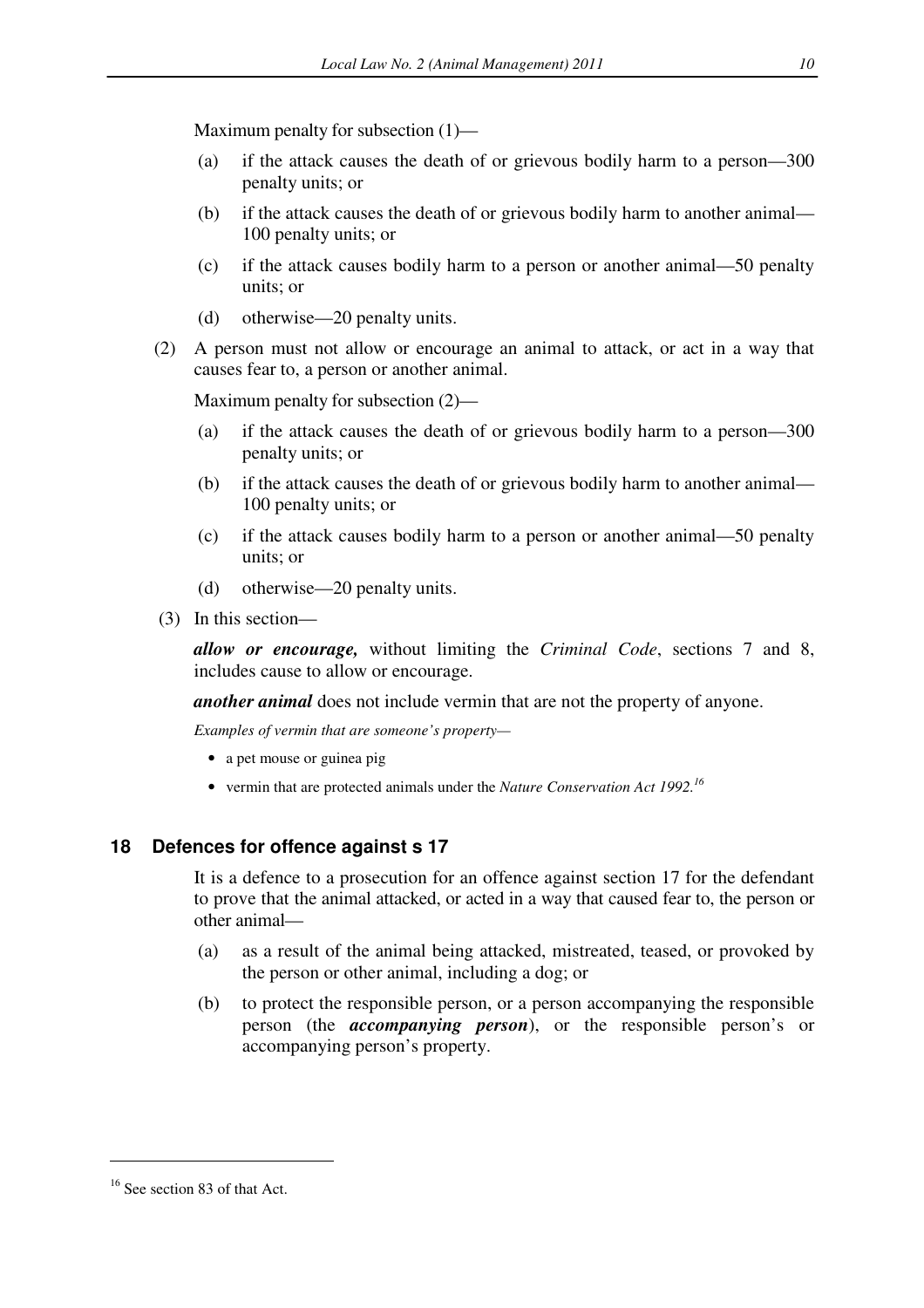Maximum penalty for subsection (1)—

(a) if the attack causes the death of or grievous bodily harm to a person—300 penalty units; or

(b) if the attack causes the death of or grievous bodily harm to another animal—100 penalty units; or

(c) if the attack causes bodily harm to a person or another animal—50 penalty units; or

(d) otherwise—20 penalty units.

(2) A person must not allow or encourage an animal to attack, or act in a way that causes fear to, a person or another animal.

Maximum penalty for subsection (2)—

(a) if the attack causes the death of or grievous bodily harm to a person—300 penalty units; or

(b) if the attack causes the death of or grievous bodily harm to another animal—100 penalty units; or

(c) if the attack causes bodily harm to a person or another animal—50 penalty units; or

(d) otherwise—20 penalty units.

(3) In this section—

***allow or encourage,*** without limiting the *Criminal Code*, sections 7 and 8, includes cause to allow or encourage.

***another animal*** does not include vermin that are not the property of anyone.

*Examples of vermin that are someone's property—*

- a pet mouse or guinea pig
- vermin that are protected animals under the *Nature Conservation Act 1992.*[16]

## 18 Defences for offence against s 17

It is a defence to a prosecution for an offence against section 17 for the defendant to prove that the animal attacked, or acted in a way that caused fear to, the person or other animal—

(a) as a result of the animal being attacked, mistreated, teased, or provoked by the person or other animal, including a dog; or

(b) to protect the responsible person, or a person accompanying the responsible person (the ***accompanying person***), or the responsible person's or accompanying person's property.

---

[16] See section 83 of that Act.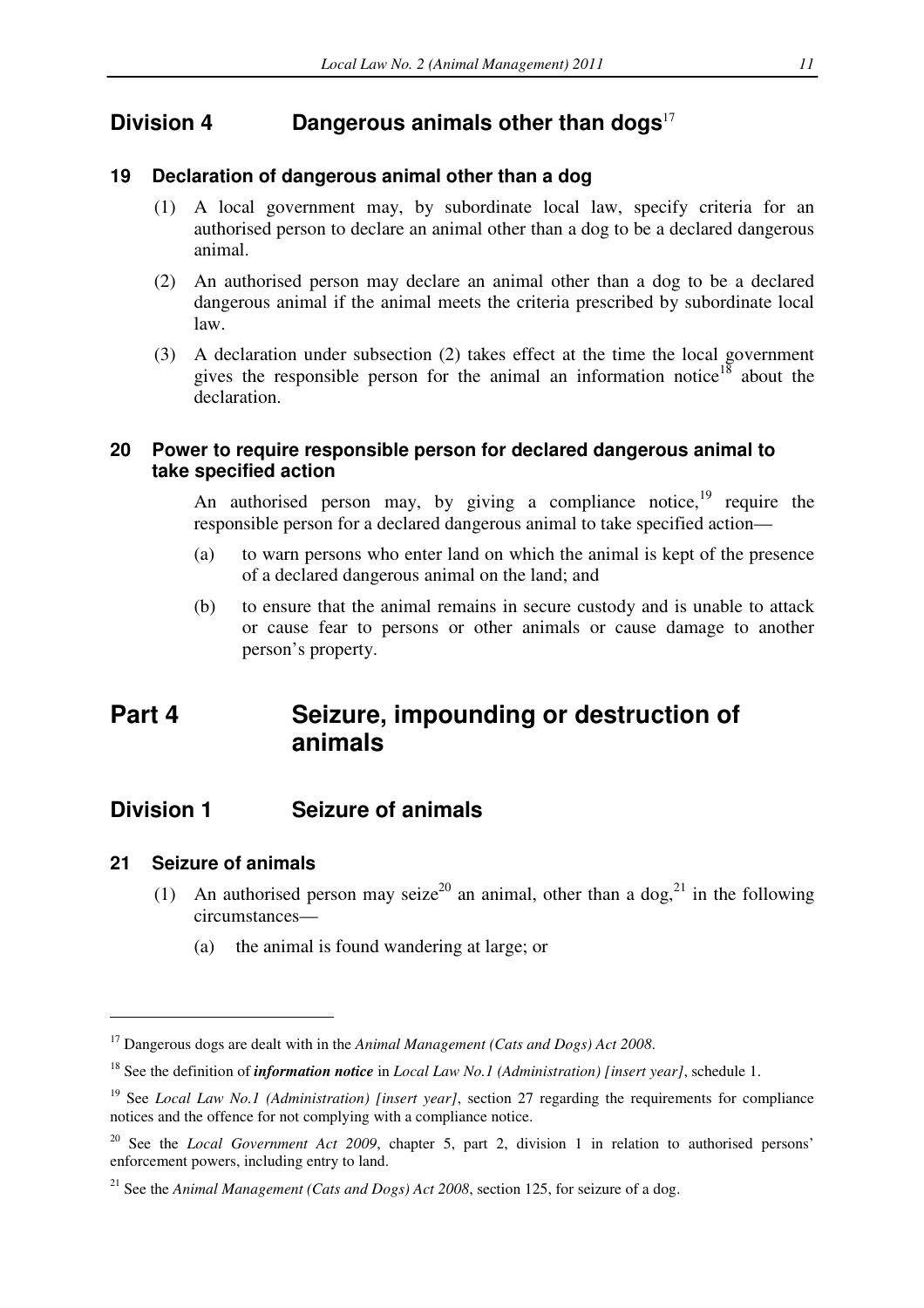## Division 4 Dangerous animals other than dogs[17]

### 19 Declaration of dangerous animal other than a dog

(1) A local government may, by subordinate local law, specify criteria for an authorised person to declare an animal other than a dog to be a declared dangerous animal.

(2) An authorised person may declare an animal other than a dog to be a declared dangerous animal if the animal meets the criteria prescribed by subordinate local law.

(3) A declaration under subsection (2) takes effect at the time the local government gives the responsible person for the animal an information notice[18] about the declaration.

### 20 Power to require responsible person for declared dangerous animal to take specified action

An authorised person may, by giving a compliance notice,[19] require the responsible person for a declared dangerous animal to take specified action—

(a) to warn persons who enter land on which the animal is kept of the presence of a declared dangerous animal on the land; and

(b) to ensure that the animal remains in secure custody and is unable to attack or cause fear to persons or other animals or cause damage to another person's property.

# Part 4 Seizure, impounding or destruction of animals

## Division 1 Seizure of animals

### 21 Seizure of animals

(1) An authorised person may seize[20] an animal, other than a dog,[21] in the following circumstances—

(a) the animal is found wandering at large; or

---

[17] Dangerous dogs are dealt with in the *Animal Management (Cats and Dogs) Act 2008*.

[18] See the definition of ***information notice*** in *Local Law No.1 (Administration) [insert year]*, schedule 1.

[19] See *Local Law No.1 (Administration) [insert year]*, section 27 regarding the requirements for compliance notices and the offence for not complying with a compliance notice.

[20] See the *Local Government Act 2009*, chapter 5, part 2, division 1 in relation to authorised persons' enforcement powers, including entry to land.

[21] See the *Animal Management (Cats and Dogs) Act 2008*, section 125, for seizure of a dog.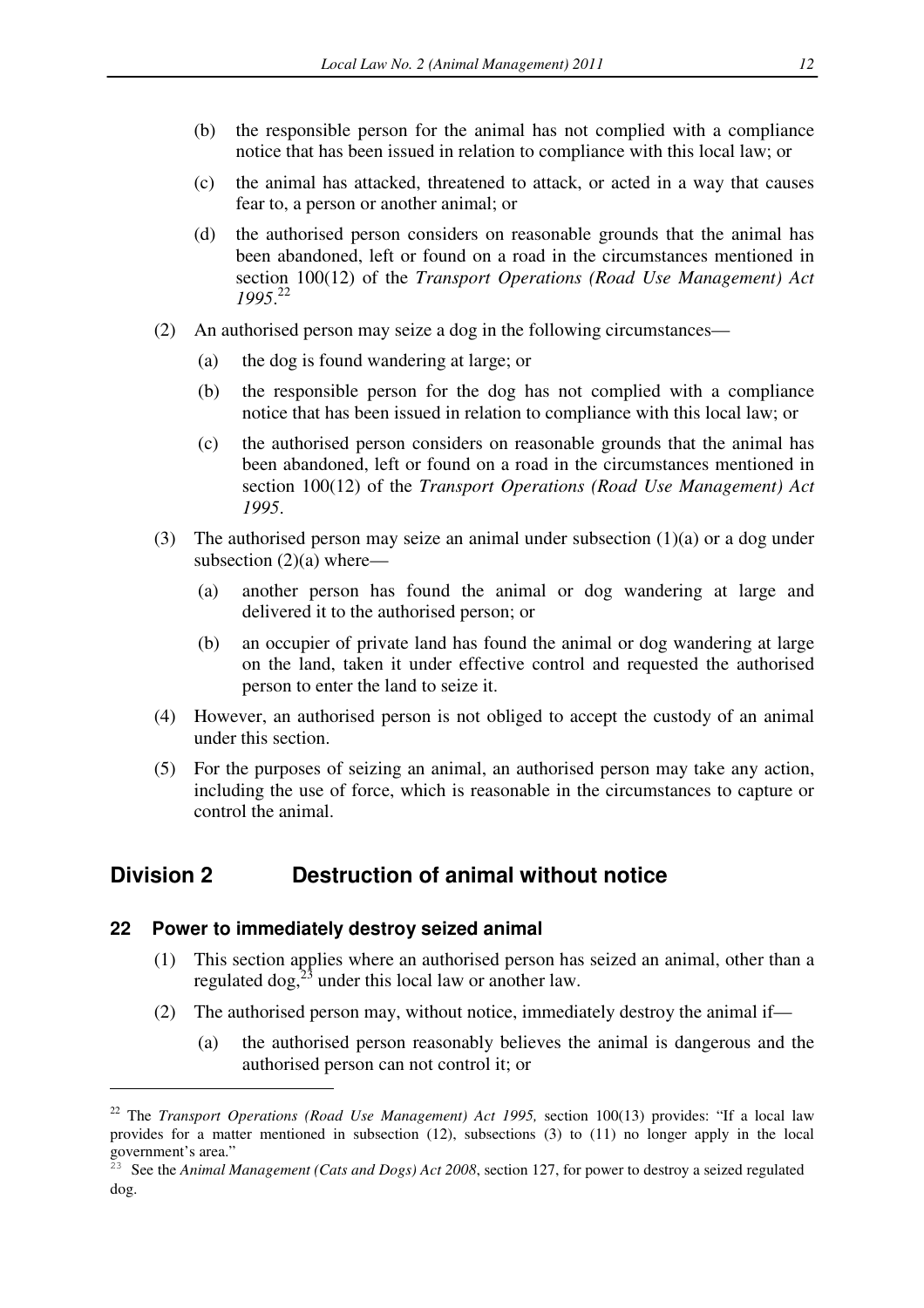(b) the responsible person for the animal has not complied with a compliance notice that has been issued in relation to compliance with this local law; or

(c) the animal has attacked, threatened to attack, or acted in a way that causes fear to, a person or another animal; or

(d) the authorised person considers on reasonable grounds that the animal has been abandoned, left or found on a road in the circumstances mentioned in section 100(12) of the *Transport Operations (Road Use Management) Act 1995*.[22]

(2) An authorised person may seize a dog in the following circumstances—

(a) the dog is found wandering at large; or

(b) the responsible person for the dog has not complied with a compliance notice that has been issued in relation to compliance with this local law; or

(c) the authorised person considers on reasonable grounds that the animal has been abandoned, left or found on a road in the circumstances mentioned in section 100(12) of the *Transport Operations (Road Use Management) Act 1995*.

(3) The authorised person may seize an animal under subsection (1)(a) or a dog under subsection (2)(a) where—

(a) another person has found the animal or dog wandering at large and delivered it to the authorised person; or

(b) an occupier of private land has found the animal or dog wandering at large on the land, taken it under effective control and requested the authorised person to enter the land to seize it.

(4) However, an authorised person is not obliged to accept the custody of an animal under this section.

(5) For the purposes of seizing an animal, an authorised person may take any action, including the use of force, which is reasonable in the circumstances to capture or control the animal.

## Division 2 Destruction of animal without notice

### 22 Power to immediately destroy seized animal

(1) This section applies where an authorised person has seized an animal, other than a regulated dog,[23] under this local law or another law.

(2) The authorised person may, without notice, immediately destroy the animal if—

(a) the authorised person reasonably believes the animal is dangerous and the authorised person can not control it; or

---

[22] The *Transport Operations (Road Use Management) Act 1995,* section 100(13) provides: "If a local law provides for a matter mentioned in subsection (12), subsections (3) to (11) no longer apply in the local government's area."

[23] See the *Animal Management (Cats and Dogs) Act 2008*, section 127, for power to destroy a seized regulated dog.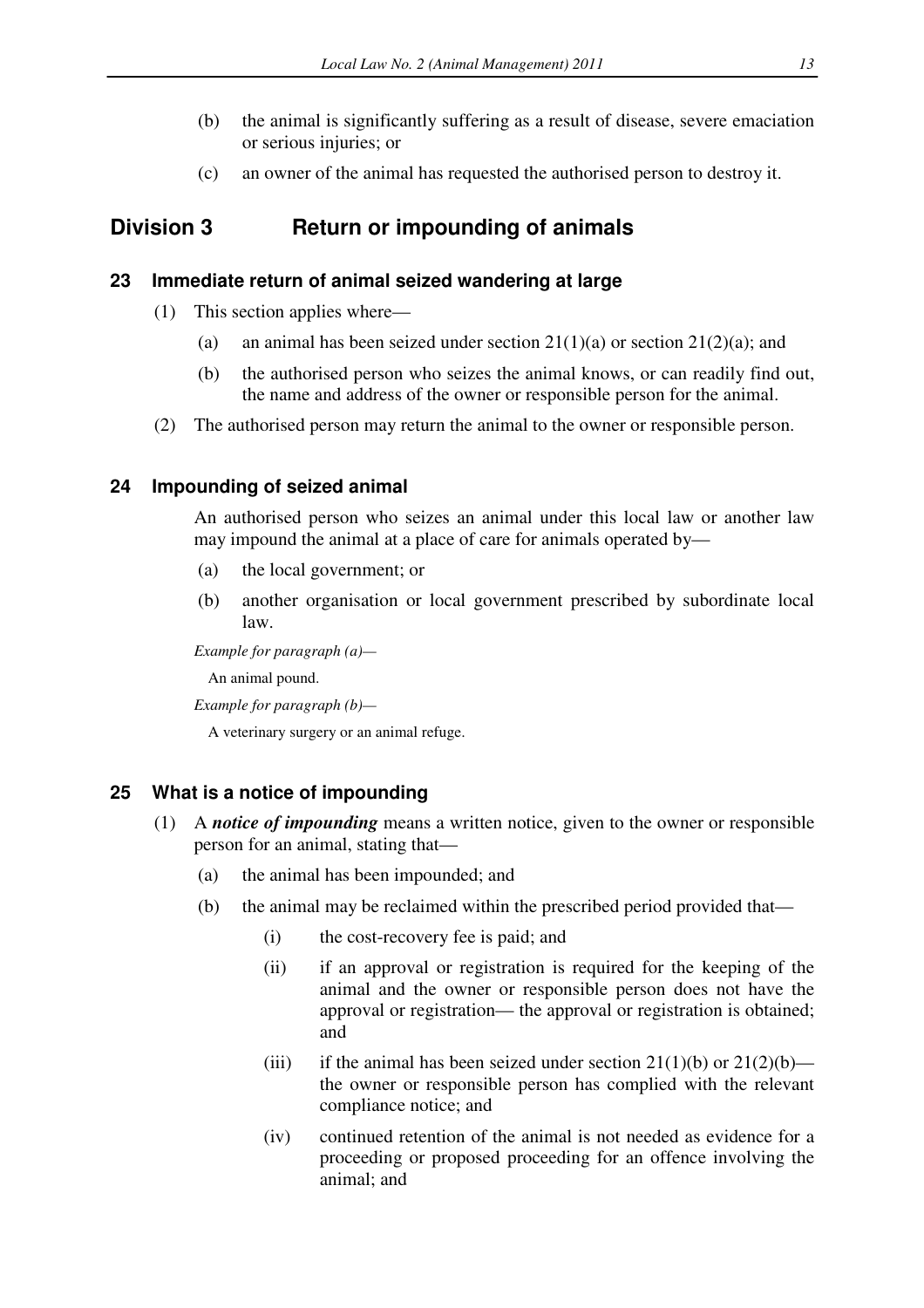(b) the animal is significantly suffering as a result of disease, severe emaciation or serious injuries; or

(c) an owner of the animal has requested the authorised person to destroy it.

## Division 3 Return or impounding of animals

### 23 Immediate return of animal seized wandering at large

(1) This section applies where—

(a) an animal has been seized under section 21(1)(a) or section 21(2)(a); and

(b) the authorised person who seizes the animal knows, or can readily find out, the name and address of the owner or responsible person for the animal.

(2) The authorised person may return the animal to the owner or responsible person.

### 24 Impounding of seized animal

An authorised person who seizes an animal under this local law or another law may impound the animal at a place of care for animals operated by—

(a) the local government; or

(b) another organisation or local government prescribed by subordinate local law.

*Example for paragraph (a)—*

An animal pound.

*Example for paragraph (b)—*

A veterinary surgery or an animal refuge.

### 25 What is a notice of impounding

(1) A ***notice of impounding*** means a written notice, given to the owner or responsible person for an animal, stating that—

(a) the animal has been impounded; and

(b) the animal may be reclaimed within the prescribed period provided that—

(i) the cost-recovery fee is paid; and

(ii) if an approval or registration is required for the keeping of the animal and the owner or responsible person does not have the approval or registration— the approval or registration is obtained; and

(iii) if the animal has been seized under section 21(1)(b) or 21(2)(b)—the owner or responsible person has complied with the relevant compliance notice; and

(iv) continued retention of the animal is not needed as evidence for a proceeding or proposed proceeding for an offence involving the animal; and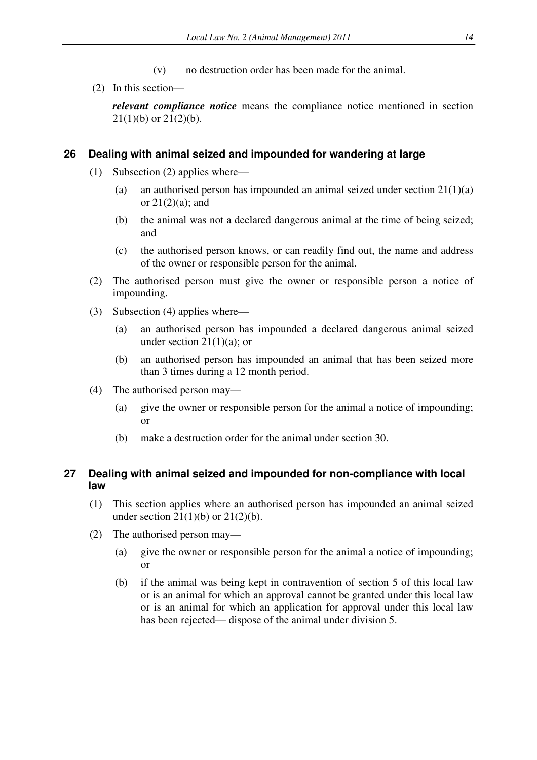(v) no destruction order has been made for the animal.

(2) In this section—

***relevant compliance notice*** means the compliance notice mentioned in section 21(1)(b) or 21(2)(b).

## 26 Dealing with animal seized and impounded for wandering at large

(1) Subsection (2) applies where—

(a) an authorised person has impounded an animal seized under section 21(1)(a) or 21(2)(a); and

(b) the animal was not a declared dangerous animal at the time of being seized; and

(c) the authorised person knows, or can readily find out, the name and address of the owner or responsible person for the animal.

(2) The authorised person must give the owner or responsible person a notice of impounding.

(3) Subsection (4) applies where—

(a) an authorised person has impounded a declared dangerous animal seized under section 21(1)(a); or

(b) an authorised person has impounded an animal that has been seized more than 3 times during a 12 month period.

(4) The authorised person may—

(a) give the owner or responsible person for the animal a notice of impounding; or

(b) make a destruction order for the animal under section 30.

## 27 Dealing with animal seized and impounded for non-compliance with local law

(1) This section applies where an authorised person has impounded an animal seized under section 21(1)(b) or 21(2)(b).

(2) The authorised person may—

(a) give the owner or responsible person for the animal a notice of impounding; or

(b) if the animal was being kept in contravention of section 5 of this local law or is an animal for which an approval cannot be granted under this local law or is an animal for which an application for approval under this local law has been rejected— dispose of the animal under division 5.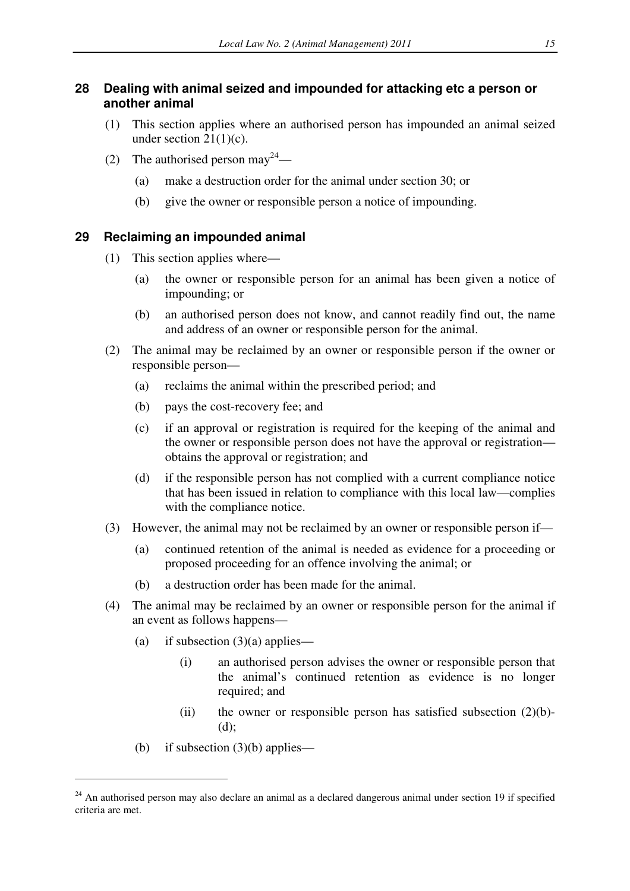## 28 Dealing with animal seized and impounded for attacking etc a person or another animal

(1) This section applies where an authorised person has impounded an animal seized under section 21(1)(c).

(2) The authorised person may[24]—

(a) make a destruction order for the animal under section 30; or

(b) give the owner or responsible person a notice of impounding.

## 29 Reclaiming an impounded animal

(1) This section applies where—

(a) the owner or responsible person for an animal has been given a notice of impounding; or

(b) an authorised person does not know, and cannot readily find out, the name and address of an owner or responsible person for the animal.

(2) The animal may be reclaimed by an owner or responsible person if the owner or responsible person—

(a) reclaims the animal within the prescribed period; and

(b) pays the cost-recovery fee; and

(c) if an approval or registration is required for the keeping of the animal and the owner or responsible person does not have the approval or registration—obtains the approval or registration; and

(d) if the responsible person has not complied with a current compliance notice that has been issued in relation to compliance with this local law—complies with the compliance notice.

(3) However, the animal may not be reclaimed by an owner or responsible person if—

(a) continued retention of the animal is needed as evidence for a proceeding or proposed proceeding for an offence involving the animal; or

(b) a destruction order has been made for the animal.

(4) The animal may be reclaimed by an owner or responsible person for the animal if an event as follows happens—

(a) if subsection (3)(a) applies—

(i) an authorised person advises the owner or responsible person that the animal's continued retention as evidence is no longer required; and

(ii) the owner or responsible person has satisfied subsection (2)(b)-(d);

(b) if subsection (3)(b) applies—

---

[24] An authorised person may also declare an animal as a declared dangerous animal under section 19 if specified criteria are met.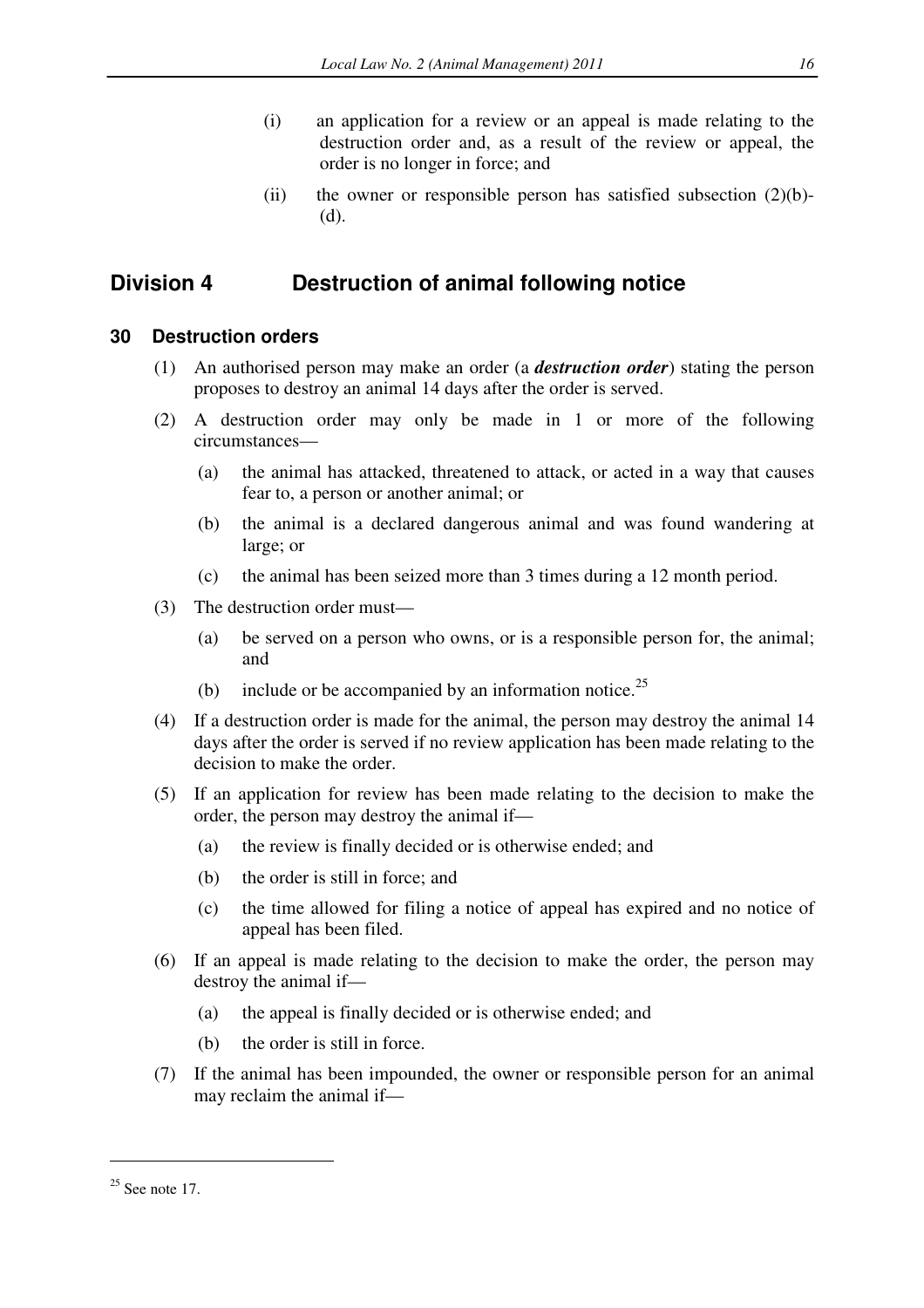(i) an application for a review or an appeal is made relating to the destruction order and, as a result of the review or appeal, the order is no longer in force; and

(ii) the owner or responsible person has satisfied subsection (2)(b)-(d).

## Division 4 Destruction of animal following notice

### 30 Destruction orders

(1) An authorised person may make an order (a ***destruction order***) stating the person proposes to destroy an animal 14 days after the order is served.

(2) A destruction order may only be made in 1 or more of the following circumstances—

(a) the animal has attacked, threatened to attack, or acted in a way that causes fear to, a person or another animal; or

(b) the animal is a declared dangerous animal and was found wandering at large; or

(c) the animal has been seized more than 3 times during a 12 month period.

(3) The destruction order must—

(a) be served on a person who owns, or is a responsible person for, the animal; and

(b) include or be accompanied by an information notice.[25]

(4) If a destruction order is made for the animal, the person may destroy the animal 14 days after the order is served if no review application has been made relating to the decision to make the order.

(5) If an application for review has been made relating to the decision to make the order, the person may destroy the animal if—

(a) the review is finally decided or is otherwise ended; and

(b) the order is still in force; and

(c) the time allowed for filing a notice of appeal has expired and no notice of appeal has been filed.

(6) If an appeal is made relating to the decision to make the order, the person may destroy the animal if—

(a) the appeal is finally decided or is otherwise ended; and

(b) the order is still in force.

(7) If the animal has been impounded, the owner or responsible person for an animal may reclaim the animal if—

---

[25] See note 17.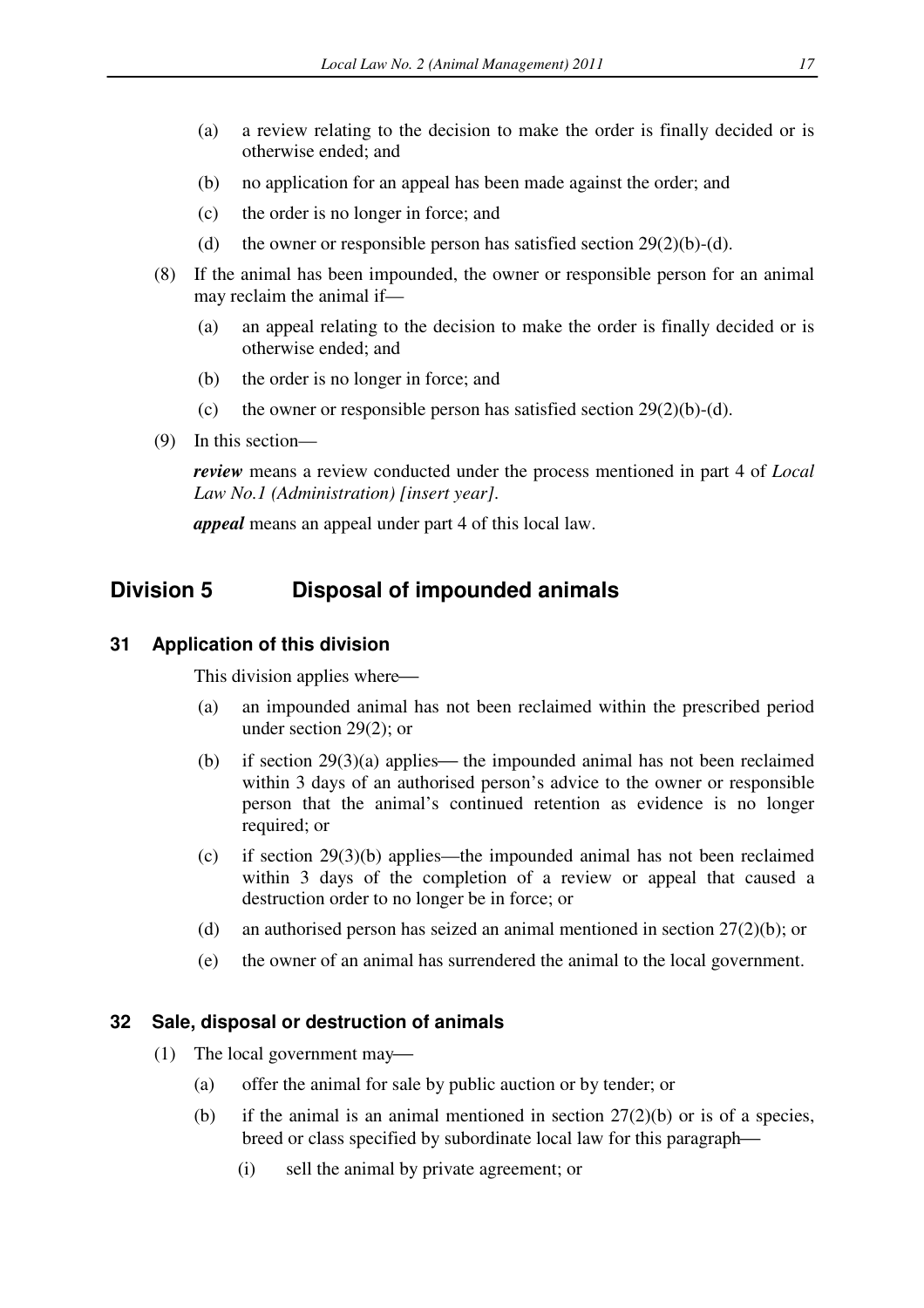(a) a review relating to the decision to make the order is finally decided or is otherwise ended; and

(b) no application for an appeal has been made against the order; and

(c) the order is no longer in force; and

(d) the owner or responsible person has satisfied section 29(2)(b)-(d).

(8) If the animal has been impounded, the owner or responsible person for an animal may reclaim the animal if—

(a) an appeal relating to the decision to make the order is finally decided or is otherwise ended; and

(b) the order is no longer in force; and

(c) the owner or responsible person has satisfied section 29(2)(b)-(d).

(9) In this section—

***review*** means a review conducted under the process mentioned in part 4 of *Local Law No.1 (Administration) [insert year]*.

***appeal*** means an appeal under part 4 of this local law.

## Division 5 Disposal of impounded animals

### 31 Application of this division

This division applies where—

(a) an impounded animal has not been reclaimed within the prescribed period under section 29(2); or

(b) if section 29(3)(a) applies— the impounded animal has not been reclaimed within 3 days of an authorised person's advice to the owner or responsible person that the animal's continued retention as evidence is no longer required; or

(c) if section 29(3)(b) applies—the impounded animal has not been reclaimed within 3 days of the completion of a review or appeal that caused a destruction order to no longer be in force; or

(d) an authorised person has seized an animal mentioned in section 27(2)(b); or

(e) the owner of an animal has surrendered the animal to the local government.

### 32 Sale, disposal or destruction of animals

(1) The local government may—

(a) offer the animal for sale by public auction or by tender; or

(b) if the animal is an animal mentioned in section 27(2)(b) or is of a species, breed or class specified by subordinate local law for this paragraph—

(i) sell the animal by private agreement; or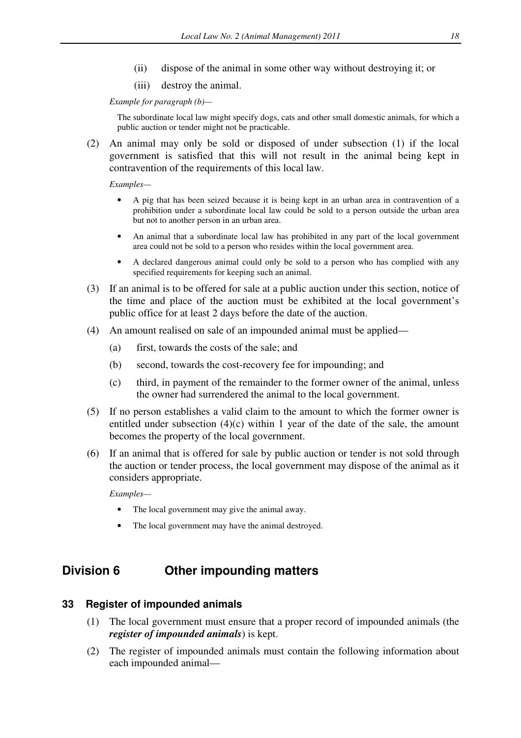(ii) dispose of the animal in some other way without destroying it; or

(iii) destroy the animal.

*Example for paragraph (b)—*

The subordinate local law might specify dogs, cats and other small domestic animals, for which a public auction or tender might not be practicable.

(2) An animal may only be sold or disposed of under subsection (1) if the local government is satisfied that this will not result in the animal being kept in contravention of the requirements of this local law.

*Examples—*

- A pig that has been seized because it is being kept in an urban area in contravention of a prohibition under a subordinate local law could be sold to a person outside the urban area but not to another person in an urban area.
- An animal that a subordinate local law has prohibited in any part of the local government area could not be sold to a person who resides within the local government area.
- A declared dangerous animal could only be sold to a person who has complied with any specified requirements for keeping such an animal.

(3) If an animal is to be offered for sale at a public auction under this section, notice of the time and place of the auction must be exhibited at the local government's public office for at least 2 days before the date of the auction.

(4) An amount realised on sale of an impounded animal must be applied—

(a) first, towards the costs of the sale; and

(b) second, towards the cost-recovery fee for impounding; and

(c) third, in payment of the remainder to the former owner of the animal, unless the owner had surrendered the animal to the local government.

(5) If no person establishes a valid claim to the amount to which the former owner is entitled under subsection (4)(c) within 1 year of the date of the sale, the amount becomes the property of the local government.

(6) If an animal that is offered for sale by public auction or tender is not sold through the auction or tender process, the local government may dispose of the animal as it considers appropriate.

*Examples—*

- The local government may give the animal away.
- The local government may have the animal destroyed.

## Division 6 Other impounding matters

### 33 Register of impounded animals

(1) The local government must ensure that a proper record of impounded animals (the ***register of impounded animals***) is kept.

(2) The register of impounded animals must contain the following information about each impounded animal—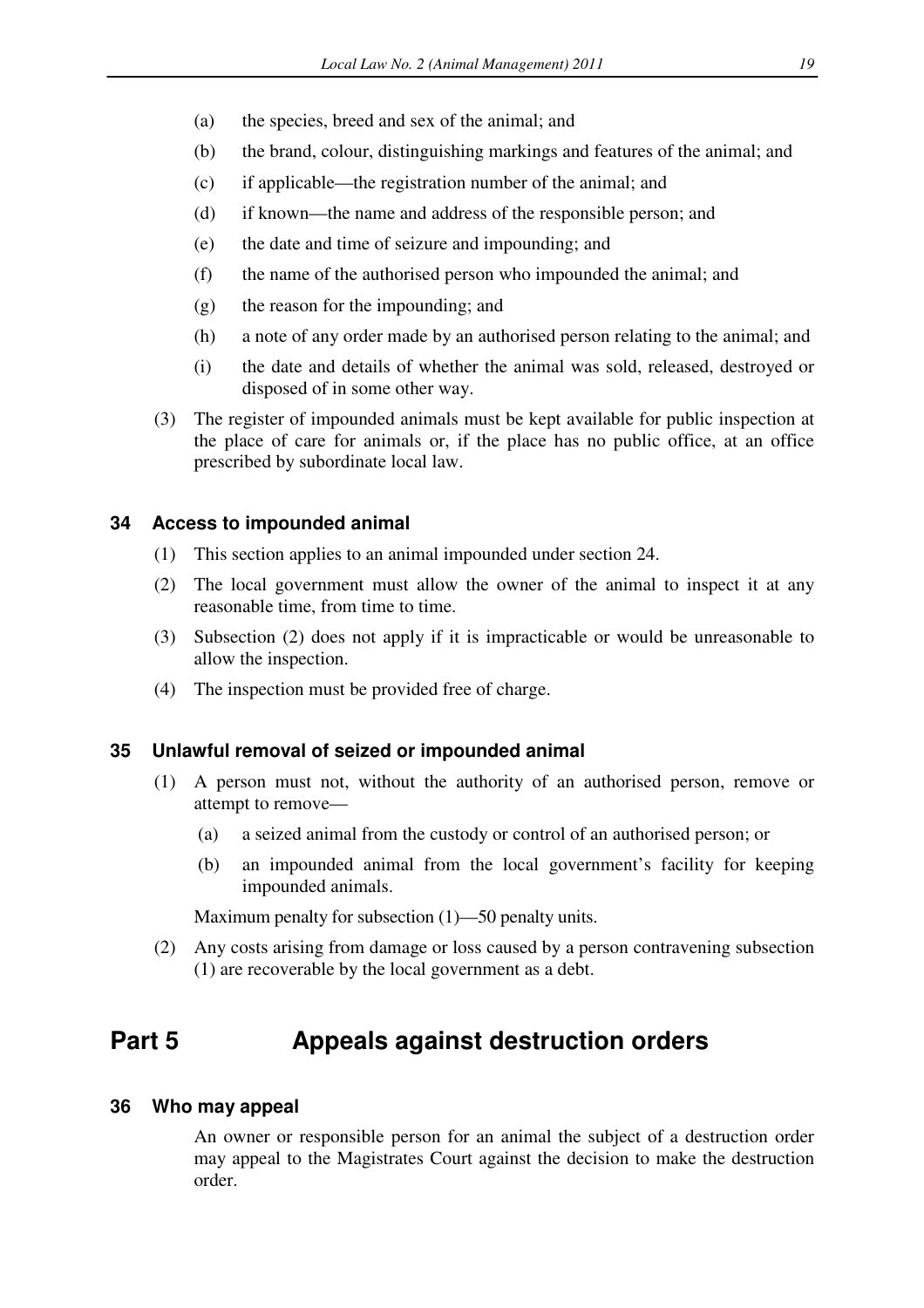(a) the species, breed and sex of the animal; and

(b) the brand, colour, distinguishing markings and features of the animal; and

(c) if applicable—the registration number of the animal; and

(d) if known—the name and address of the responsible person; and

(e) the date and time of seizure and impounding; and

(f) the name of the authorised person who impounded the animal; and

(g) the reason for the impounding; and

(h) a note of any order made by an authorised person relating to the animal; and

(i) the date and details of whether the animal was sold, released, destroyed or disposed of in some other way.

(3) The register of impounded animals must be kept available for public inspection at the place of care for animals or, if the place has no public office, at an office prescribed by subordinate local law.

### 34 Access to impounded animal

(1) This section applies to an animal impounded under section 24.

(2) The local government must allow the owner of the animal to inspect it at any reasonable time, from time to time.

(3) Subsection (2) does not apply if it is impracticable or would be unreasonable to allow the inspection.

(4) The inspection must be provided free of charge.

### 35 Unlawful removal of seized or impounded animal

(1) A person must not, without the authority of an authorised person, remove or attempt to remove—

(a) a seized animal from the custody or control of an authorised person; or

(b) an impounded animal from the local government's facility for keeping impounded animals.

Maximum penalty for subsection (1)—50 penalty units.

(2) Any costs arising from damage or loss caused by a person contravening subsection (1) are recoverable by the local government as a debt.

## Part 5 Appeals against destruction orders

### 36 Who may appeal

An owner or responsible person for an animal the subject of a destruction order may appeal to the Magistrates Court against the decision to make the destruction order.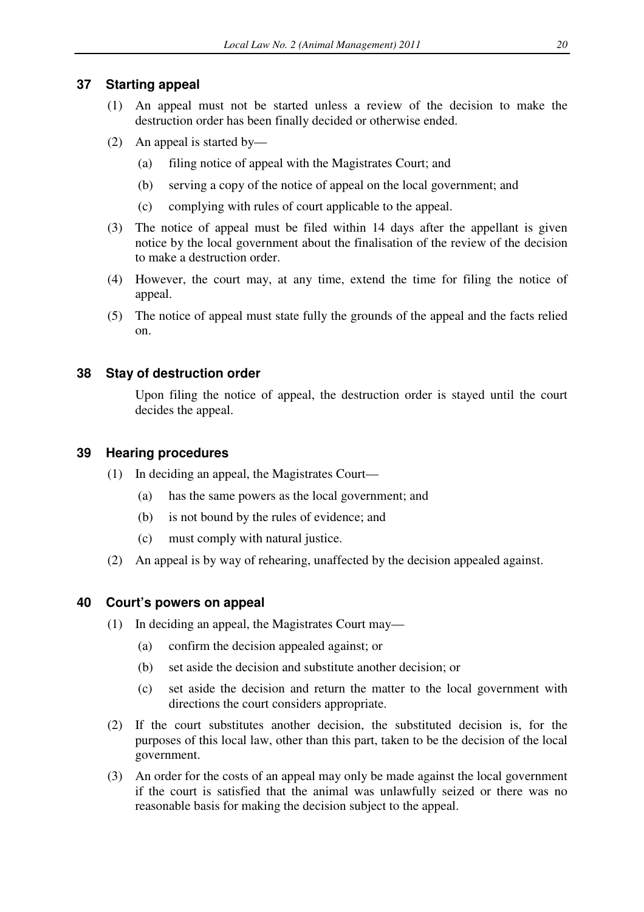### 37 Starting appeal

(1) An appeal must not be started unless a review of the decision to make the destruction order has been finally decided or otherwise ended.

(2) An appeal is started by—

(a) filing notice of appeal with the Magistrates Court; and

(b) serving a copy of the notice of appeal on the local government; and

(c) complying with rules of court applicable to the appeal.

(3) The notice of appeal must be filed within 14 days after the appellant is given notice by the local government about the finalisation of the review of the decision to make a destruction order.

(4) However, the court may, at any time, extend the time for filing the notice of appeal.

(5) The notice of appeal must state fully the grounds of the appeal and the facts relied on.

### 38 Stay of destruction order

Upon filing the notice of appeal, the destruction order is stayed until the court decides the appeal.

### 39 Hearing procedures

(1) In deciding an appeal, the Magistrates Court—

(a) has the same powers as the local government; and

(b) is not bound by the rules of evidence; and

(c) must comply with natural justice.

(2) An appeal is by way of rehearing, unaffected by the decision appealed against.

### 40 Court's powers on appeal

(1) In deciding an appeal, the Magistrates Court may—

(a) confirm the decision appealed against; or

(b) set aside the decision and substitute another decision; or

(c) set aside the decision and return the matter to the local government with directions the court considers appropriate.

(2) If the court substitutes another decision, the substituted decision is, for the purposes of this local law, other than this part, taken to be the decision of the local government.

(3) An order for the costs of an appeal may only be made against the local government if the court is satisfied that the animal was unlawfully seized or there was no reasonable basis for making the decision subject to the appeal.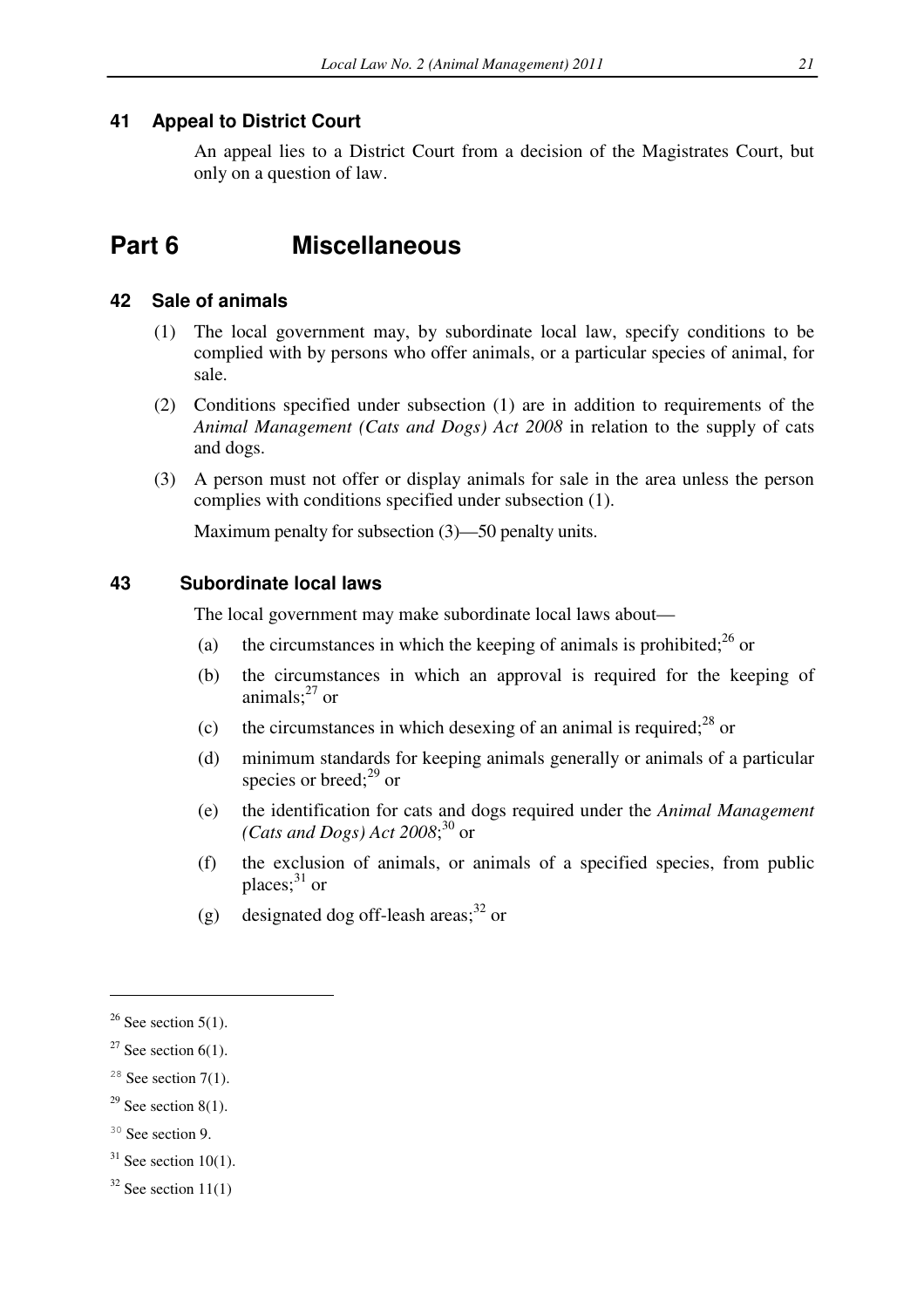### 41 Appeal to District Court

An appeal lies to a District Court from a decision of the Magistrates Court, but only on a question of law.

## Part 6 Miscellaneous

### 42 Sale of animals

(1) The local government may, by subordinate local law, specify conditions to be complied with by persons who offer animals, or a particular species of animal, for sale.

(2) Conditions specified under subsection (1) are in addition to requirements of the *Animal Management (Cats and Dogs) Act 2008* in relation to the supply of cats and dogs.

(3) A person must not offer or display animals for sale in the area unless the person complies with conditions specified under subsection (1).

Maximum penalty for subsection (3)—50 penalty units.

### 43 Subordinate local laws

The local government may make subordinate local laws about—

(a) the circumstances in which the keeping of animals is prohibited;[26] or

(b) the circumstances in which an approval is required for the keeping of animals;[27] or

(c) the circumstances in which desexing of an animal is required;[28] or

(d) minimum standards for keeping animals generally or animals of a particular species or breed;[29] or

(e) the identification for cats and dogs required under the *Animal Management (Cats and Dogs) Act 2008*;[30] or

(f) the exclusion of animals, or animals of a specified species, from public places;[31] or

(g) designated dog off-leash areas;[32] or

---

[26] See section 5(1).

[27] See section 6(1).

[28] See section 7(1).

[29] See section 8(1).

[30] See section 9.

[31] See section 10(1).

[32] See section 11(1)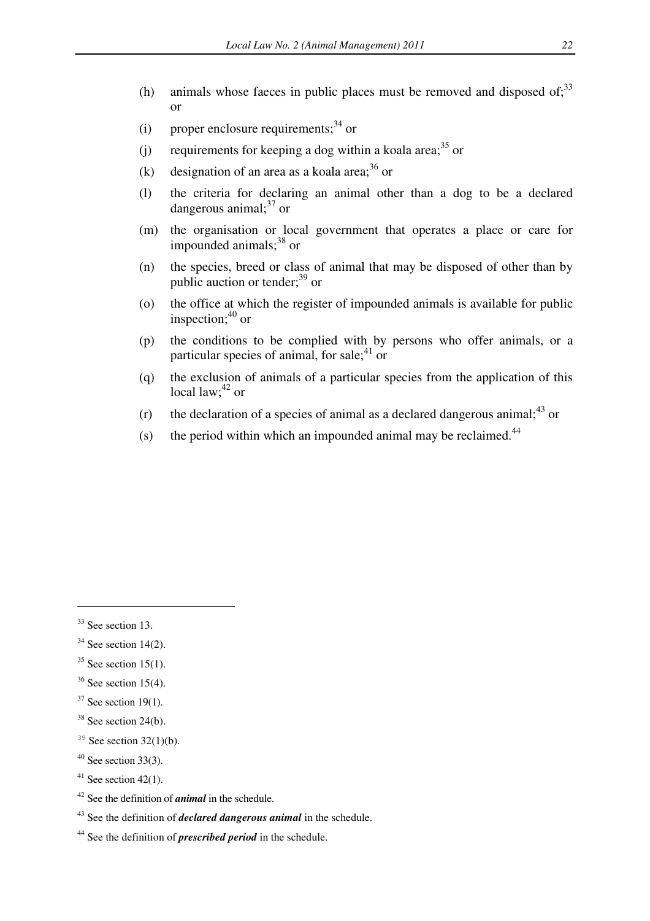(h) animals whose faeces in public places must be removed and disposed of;[33] or

(i) proper enclosure requirements;[34] or

(j) requirements for keeping a dog within a koala area;[35] or

(k) designation of an area as a koala area;[36] or

(l) the criteria for declaring an animal other than a dog to be a declared dangerous animal;[37] or

(m) the organisation or local government that operates a place or care for impounded animals;[38] or

(n) the species, breed or class of animal that may be disposed of other than by public auction or tender;[39] or

(o) the office at which the register of impounded animals is available for public inspection;[40] or

(p) the conditions to be complied with by persons who offer animals, or a particular species of animal, for sale;[41] or

(q) the exclusion of animals of a particular species from the application of this local law;[42] or

(r) the declaration of a species of animal as a declared dangerous animal;[43] or

(s) the period within which an impounded animal may be reclaimed.[44]

---

[33] See section 13.

[34] See section 14(2).

[35] See section 15(1).

[36] See section 15(4).

[37] See section 19(1).

[38] See section 24(b).

[39] See section 32(1)(b).

[40] See section 33(3).

[41] See section 42(1).

[42] See the definition of ***animal*** in the schedule.

[43] See the definition of ***declared dangerous animal*** in the schedule.

[44] See the definition of ***prescribed period*** in the schedule.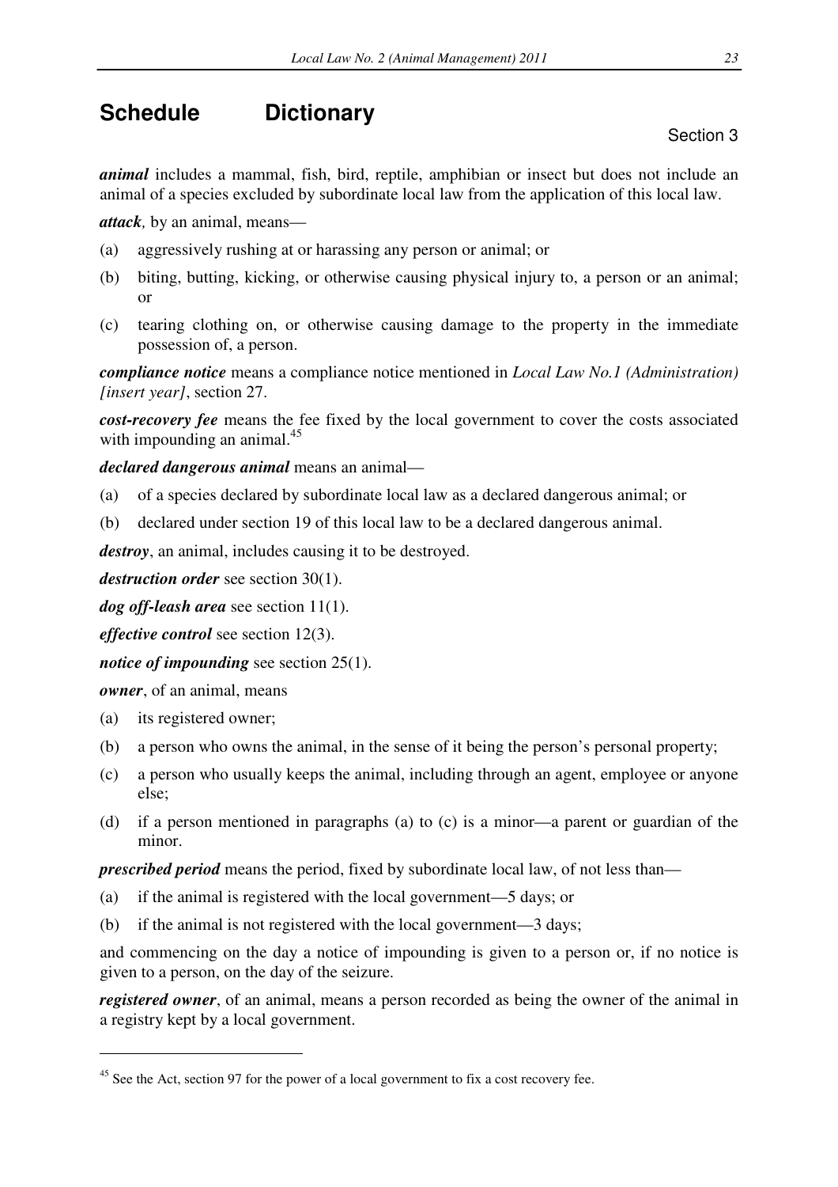# Schedule Dictionary

Section 3

***animal*** includes a mammal, fish, bird, reptile, amphibian or insect but does not include an animal of a species excluded by subordinate local law from the application of this local law.

***attack****,* by an animal, means—

(a) aggressively rushing at or harassing any person or animal; or

(b) biting, butting, kicking, or otherwise causing physical injury to, a person or an animal; or

(c) tearing clothing on, or otherwise causing damage to the property in the immediate possession of, a person.

***compliance notice*** means a compliance notice mentioned in *Local Law No.1 (Administration) [insert year]*, section 27.

***cost-recovery fee*** means the fee fixed by the local government to cover the costs associated with impounding an animal.[45]

***declared dangerous animal*** means an animal—

(a) of a species declared by subordinate local law as a declared dangerous animal; or

(b) declared under section 19 of this local law to be a declared dangerous animal.

***destroy***, an animal, includes causing it to be destroyed.

***destruction order*** see section 30(1).

***dog off-leash area*** see section 11(1).

***effective control*** see section 12(3).

***notice of impounding*** see section 25(1).

***owner***, of an animal, means

(a) its registered owner;

(b) a person who owns the animal, in the sense of it being the person's personal property;

(c) a person who usually keeps the animal, including through an agent, employee or anyone else;

(d) if a person mentioned in paragraphs (a) to (c) is a minor—a parent or guardian of the minor.

***prescribed period*** means the period, fixed by subordinate local law, of not less than—

(a) if the animal is registered with the local government—5 days; or

(b) if the animal is not registered with the local government—3 days;

and commencing on the day a notice of impounding is given to a person or, if no notice is given to a person, on the day of the seizure.

***registered owner***, of an animal, means a person recorded as being the owner of the animal in a registry kept by a local government.

---

[45] See the Act, section 97 for the power of a local government to fix a cost recovery fee.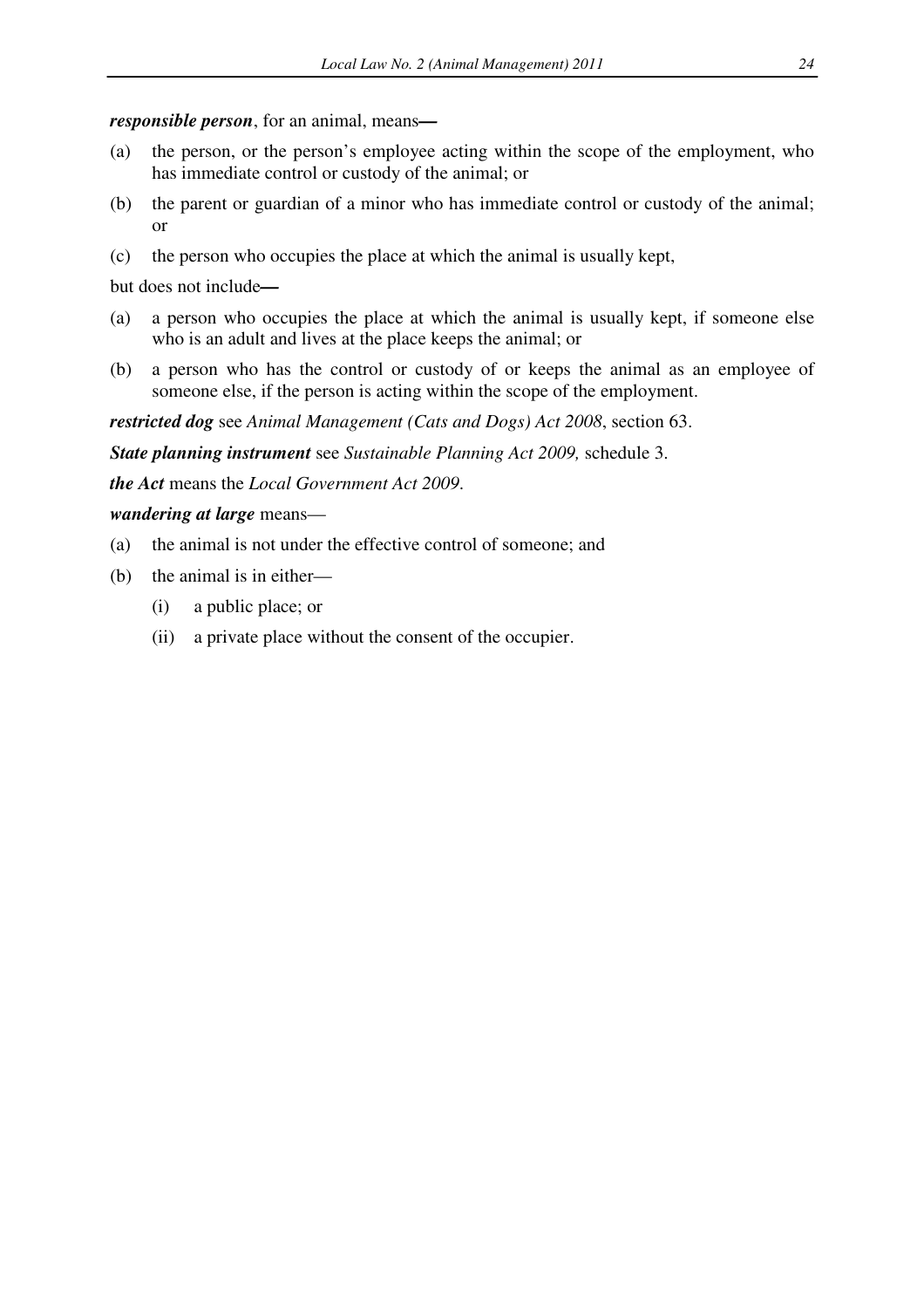***responsible person***, for an animal, means—

(a) the person, or the person's employee acting within the scope of the employment, who has immediate control or custody of the animal; or

(b) the parent or guardian of a minor who has immediate control or custody of the animal; or

(c) the person who occupies the place at which the animal is usually kept,

but does not include—

(a) a person who occupies the place at which the animal is usually kept, if someone else who is an adult and lives at the place keeps the animal; or

(b) a person who has the control or custody of or keeps the animal as an employee of someone else, if the person is acting within the scope of the employment.

***restricted dog*** see *Animal Management (Cats and Dogs) Act 2008*, section 63.

***State planning instrument*** see *Sustainable Planning Act 2009,* schedule 3.

***the Act*** means the *Local Government Act 2009*.

***wandering at large*** means—

(a) the animal is not under the effective control of someone; and

(b) the animal is in either—

    (i) a public place; or

    (ii) a private place without the consent of the occupier.